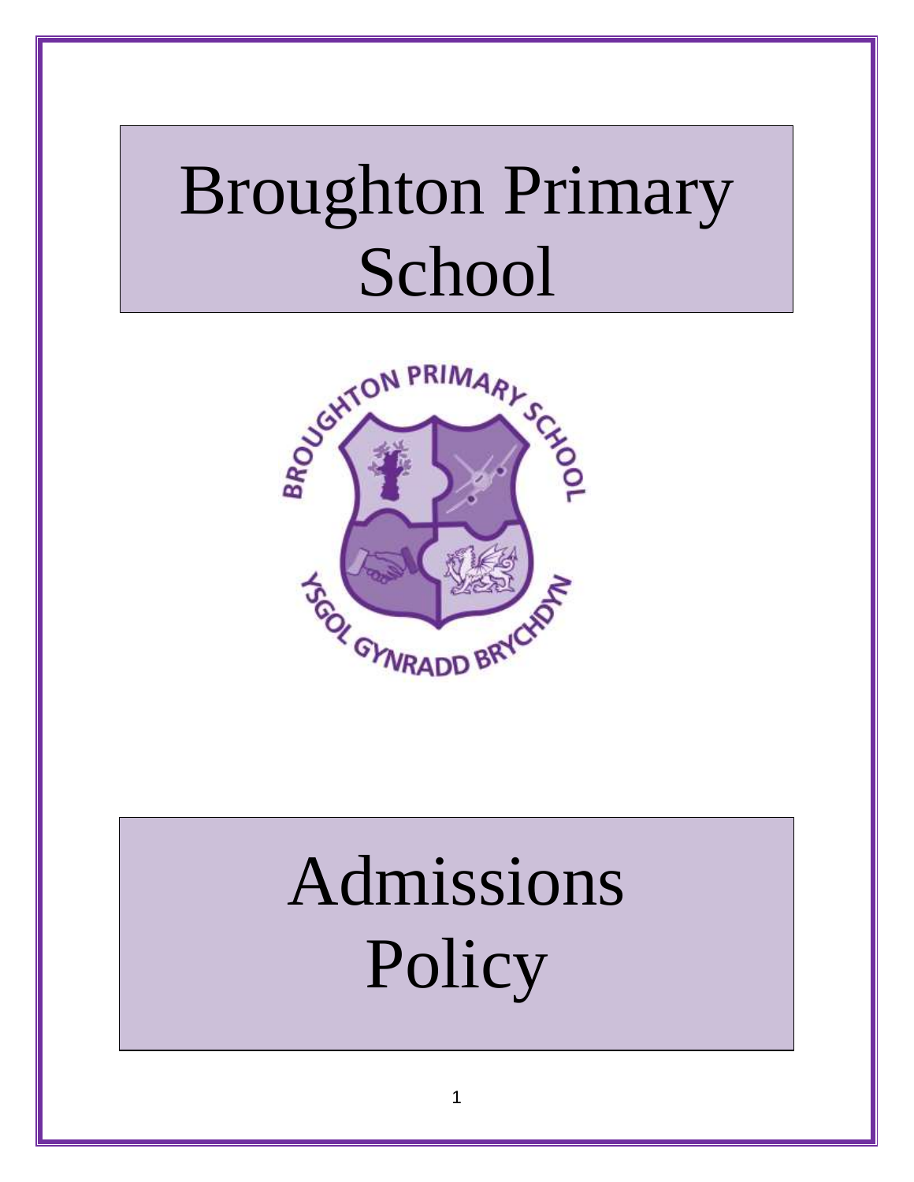# Broughton Primary School

# Admissions Policy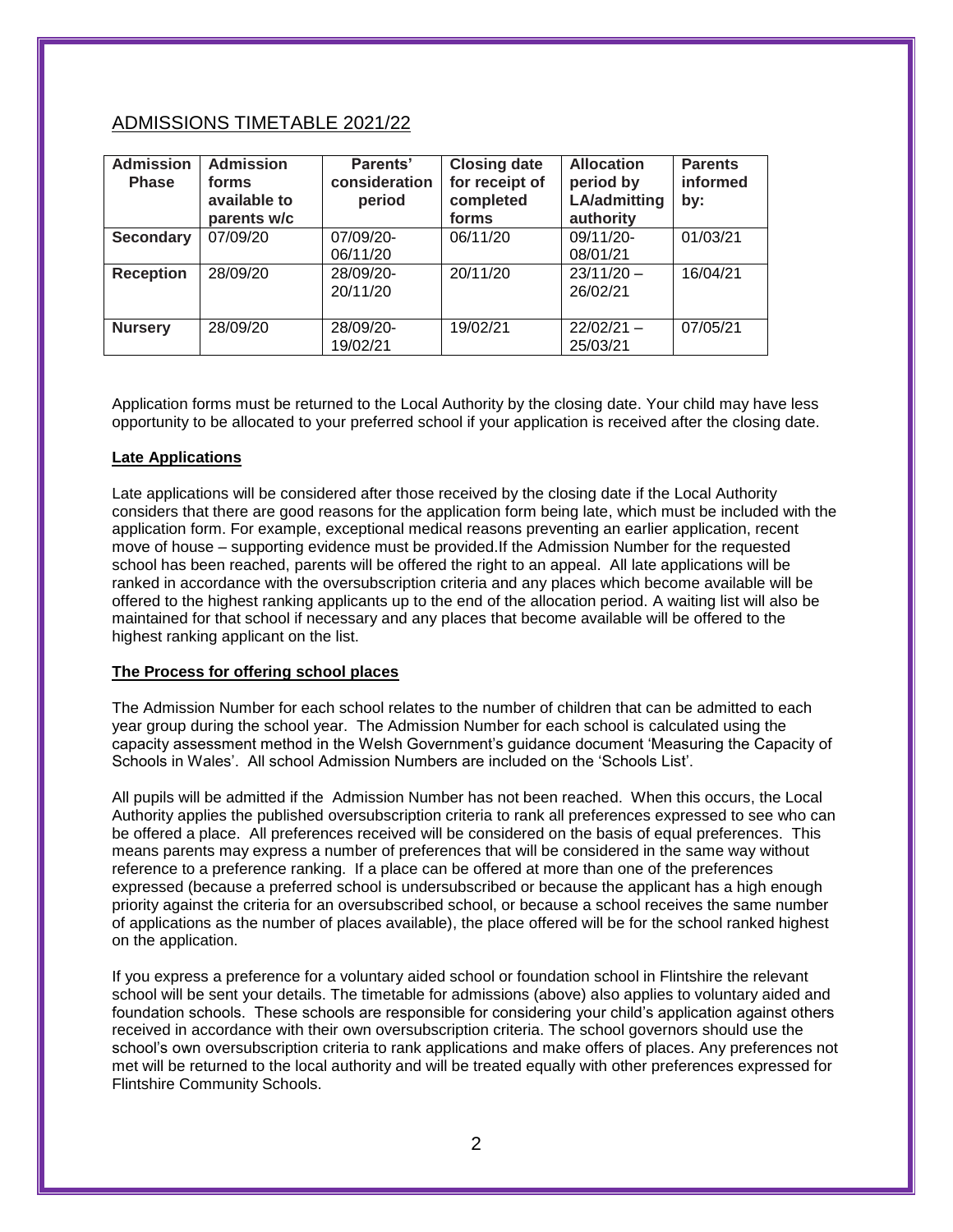## ADMISSIONS TIMETABLE 2021/22

| Admission Phase | Admission forms available to parents w/c | Parents' consideration period | Closing date for receipt of completed forms | Allocation period by LA/admitting authority | Parents informed by: |
|---|---|---|---|---|---|
| **Secondary** | 07/09/20 | 07/09/20-06/11/20 | 06/11/20 | 09/11/20-08/01/21 | 01/03/21 |
| **Reception** | 28/09/20 | 28/09/20-20/11/20 | 20/11/20 | 23/11/20 – 26/02/21 | 16/04/21 |
| **Nursery** | 28/09/20 | 28/09/20-19/02/21 | 19/02/21 | 22/02/21 – 25/03/21 | 07/05/21 |

Application forms must be returned to the Local Authority by the closing date. Your child may have less opportunity to be allocated to your preferred school if your application is received after the closing date.

**Late Applications**

Late applications will be considered after those received by the closing date if the Local Authority considers that there are good reasons for the application form being late, which must be included with the application form. For example, exceptional medical reasons preventing an earlier application, recent move of house – supporting evidence must be provided.If the Admission Number for the requested school has been reached, parents will be offered the right to an appeal. All late applications will be ranked in accordance with the oversubscription criteria and any places which become available will be offered to the highest ranking applicants up to the end of the allocation period. A waiting list will also be maintained for that school if necessary and any places that become available will be offered to the highest ranking applicant on the list.

**The Process for offering school places**

The Admission Number for each school relates to the number of children that can be admitted to each year group during the school year. The Admission Number for each school is calculated using the capacity assessment method in the Welsh Government's guidance document 'Measuring the Capacity of Schools in Wales'. All school Admission Numbers are included on the 'Schools List'.

All pupils will be admitted if the Admission Number has not been reached. When this occurs, the Local Authority applies the published oversubscription criteria to rank all preferences expressed to see who can be offered a place. All preferences received will be considered on the basis of equal preferences. This means parents may express a number of preferences that will be considered in the same way without reference to a preference ranking. If a place can be offered at more than one of the preferences expressed (because a preferred school is undersubscribed or because the applicant has a high enough priority against the criteria for an oversubscribed school, or because a school receives the same number of applications as the number of places available), the place offered will be for the school ranked highest on the application.

If you express a preference for a voluntary aided school or foundation school in Flintshire the relevant school will be sent your details. The timetable for admissions (above) also applies to voluntary aided and foundation schools. These schools are responsible for considering your child's application against others received in accordance with their own oversubscription criteria. The school governors should use the school's own oversubscription criteria to rank applications and make offers of places. Any preferences not met will be returned to the local authority and will be treated equally with other preferences expressed for Flintshire Community Schools.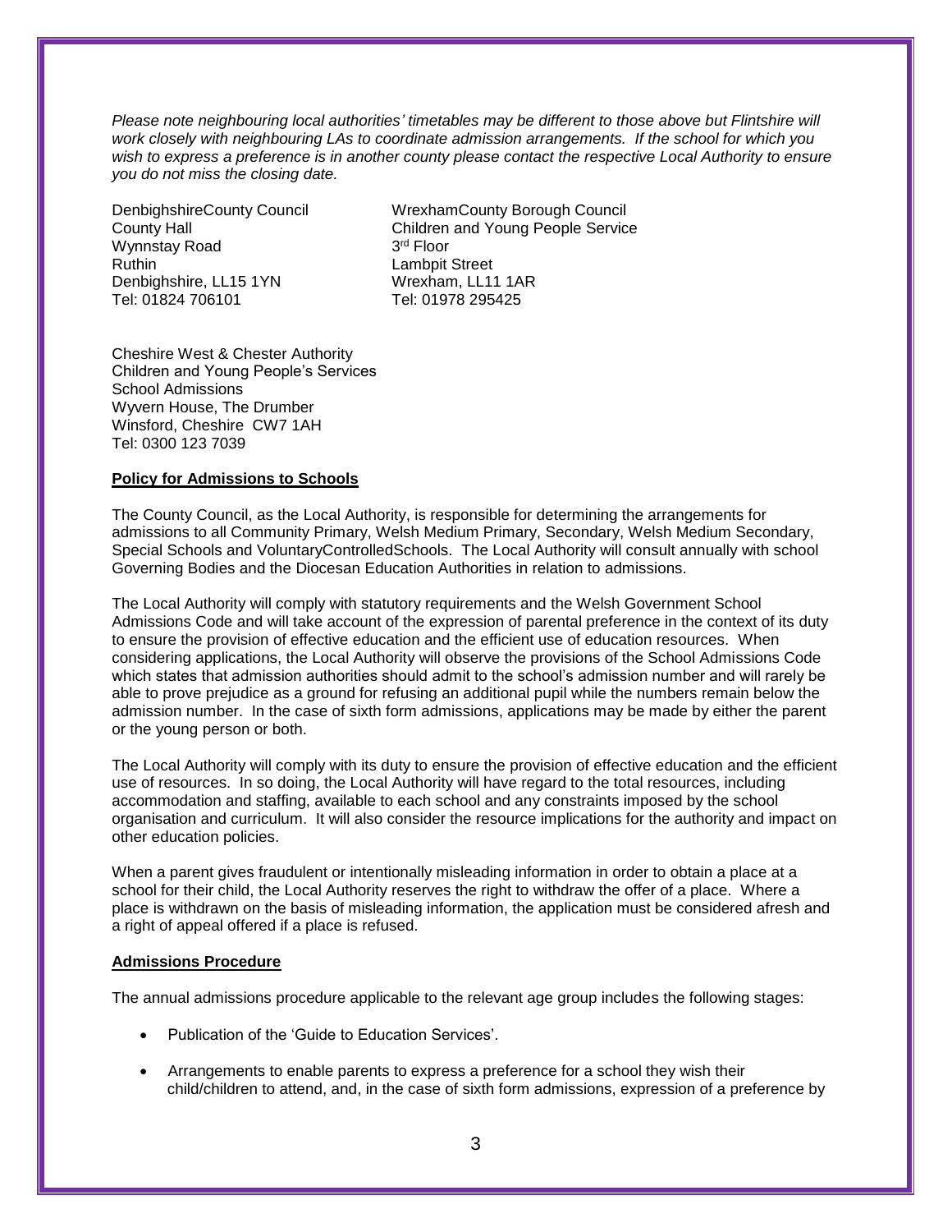*Please note neighbouring local authorities' timetables may be different to those above but Flintshire will work closely with neighbouring LAs to coordinate admission arrangements. If the school for which you wish to express a preference is in another county please contact the respective Local Authority to ensure you do not miss the closing date.*

DenbighshireCounty Council
County Hall
Wynnstay Road
Ruthin
Denbighshire, LL15 1YN
Tel: 01824 706101

WrexhamCounty Borough Council
Children and Young People Service
3rd Floor
Lambpit Street
Wrexham, LL11 1AR
Tel: 01978 295425

Cheshire West & Chester Authority
Children and Young People's Services
School Admissions
Wyvern House, The Drumber
Winsford, Cheshire CW7 1AH
Tel: 0300 123 7039

**Policy for Admissions to Schools**

The County Council, as the Local Authority, is responsible for determining the arrangements for admissions to all Community Primary, Welsh Medium Primary, Secondary, Welsh Medium Secondary, Special Schools and VoluntaryControlledSchools. The Local Authority will consult annually with school Governing Bodies and the Diocesan Education Authorities in relation to admissions.

The Local Authority will comply with statutory requirements and the Welsh Government School Admissions Code and will take account of the expression of parental preference in the context of its duty to ensure the provision of effective education and the efficient use of education resources. When considering applications, the Local Authority will observe the provisions of the School Admissions Code which states that admission authorities should admit to the school's admission number and will rarely be able to prove prejudice as a ground for refusing an additional pupil while the numbers remain below the admission number. In the case of sixth form admissions, applications may be made by either the parent or the young person or both.

The Local Authority will comply with its duty to ensure the provision of effective education and the efficient use of resources. In so doing, the Local Authority will have regard to the total resources, including accommodation and staffing, available to each school and any constraints imposed by the school organisation and curriculum. It will also consider the resource implications for the authority and impact on other education policies.

When a parent gives fraudulent or intentionally misleading information in order to obtain a place at a school for their child, the Local Authority reserves the right to withdraw the offer of a place. Where a place is withdrawn on the basis of misleading information, the application must be considered afresh and a right of appeal offered if a place is refused.

**Admissions Procedure**

The annual admissions procedure applicable to the relevant age group includes the following stages:

- Publication of the 'Guide to Education Services'.
- Arrangements to enable parents to express a preference for a school they wish their child/children to attend, and, in the case of sixth form admissions, expression of a preference by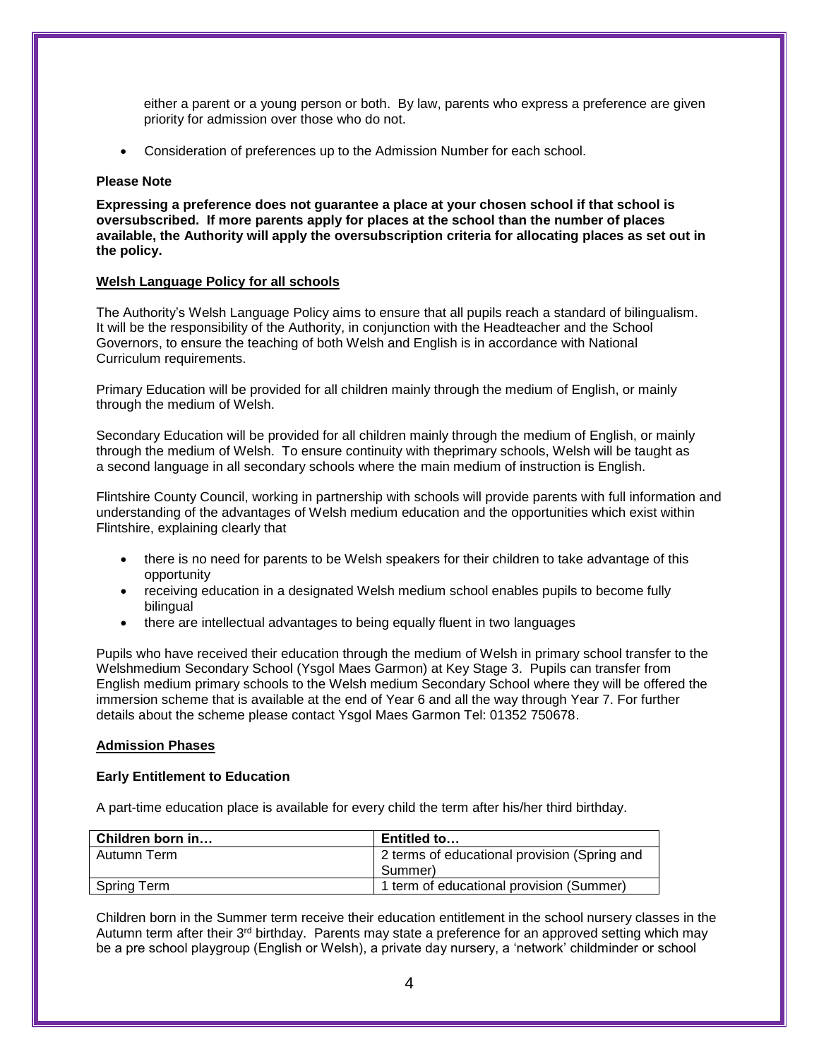either a parent or a young person or both. By law, parents who express a preference are given priority for admission over those who do not.

- Consideration of preferences up to the Admission Number for each school.

**Please Note**

**Expressing a preference does not guarantee a place at your chosen school if that school is oversubscribed. If more parents apply for places at the school than the number of places available, the Authority will apply the oversubscription criteria for allocating places as set out in the policy.**

**Welsh Language Policy for all schools**

The Authority's Welsh Language Policy aims to ensure that all pupils reach a standard of bilingualism. It will be the responsibility of the Authority, in conjunction with the Headteacher and the School Governors, to ensure the teaching of both Welsh and English is in accordance with National Curriculum requirements.

Primary Education will be provided for all children mainly through the medium of English, or mainly through the medium of Welsh.

Secondary Education will be provided for all children mainly through the medium of English, or mainly through the medium of Welsh. To ensure continuity with theprimary schools, Welsh will be taught as a second language in all secondary schools where the main medium of instruction is English.

Flintshire County Council, working in partnership with schools will provide parents with full information and understanding of the advantages of Welsh medium education and the opportunities which exist within Flintshire, explaining clearly that

- there is no need for parents to be Welsh speakers for their children to take advantage of this opportunity
- receiving education in a designated Welsh medium school enables pupils to become fully bilingual
- there are intellectual advantages to being equally fluent in two languages

Pupils who have received their education through the medium of Welsh in primary school transfer to the Welshmedium Secondary School (Ysgol Maes Garmon) at Key Stage 3. Pupils can transfer from English medium primary schools to the Welsh medium Secondary School where they will be offered the immersion scheme that is available at the end of Year 6 and all the way through Year 7. For further details about the scheme please contact Ysgol Maes Garmon Tel: 01352 750678.

**Admission Phases**

**Early Entitlement to Education**

A part-time education place is available for every child the term after his/her third birthday.

| Children born in… | Entitled to… |
|---|---|
| Autumn Term | 2 terms of educational provision (Spring and Summer) |
| Spring Term | 1 term of educational provision (Summer) |

Children born in the Summer term receive their education entitlement in the school nursery classes in the Autumn term after their 3rd birthday. Parents may state a preference for an approved setting which may be a pre school playgroup (English or Welsh), a private day nursery, a 'network' childminder or school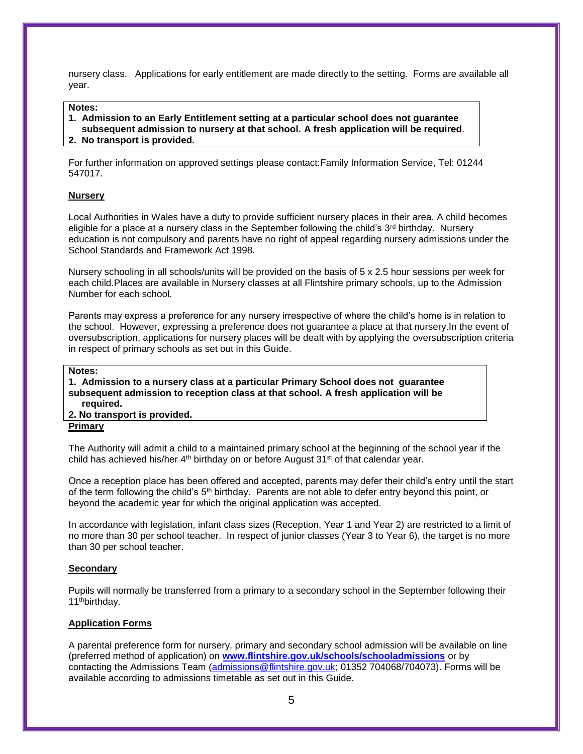nursery class. Applications for early entitlement are made directly to the setting. Forms are available all year.

**Notes:**

1. **Admission to an Early Entitlement setting at a particular school does not guarantee subsequent admission to nursery at that school. A fresh application will be required.**
2. **No transport is provided.**

For further information on approved settings please contact:Family Information Service, Tel: 01244 547017.

**Nursery**

Local Authorities in Wales have a duty to provide sufficient nursery places in their area. A child becomes eligible for a place at a nursery class in the September following the child's 3rd birthday. Nursery education is not compulsory and parents have no right of appeal regarding nursery admissions under the School Standards and Framework Act 1998.

Nursery schooling in all schools/units will be provided on the basis of 5 x 2.5 hour sessions per week for each child.Places are available in Nursery classes at all Flintshire primary schools, up to the Admission Number for each school.

Parents may express a preference for any nursery irrespective of where the child's home is in relation to the school. However, expressing a preference does not guarantee a place at that nursery.In the event of oversubscription, applications for nursery places will be dealt with by applying the oversubscription criteria in respect of primary schools as set out in this Guide.

**Notes:**

1. **Admission to a nursery class at a particular Primary School does not guarantee subsequent admission to reception class at that school. A fresh application will be required.**
2. **No transport is provided.**

**Primary**

The Authority will admit a child to a maintained primary school at the beginning of the school year if the child has achieved his/her 4th birthday on or before August 31st of that calendar year.

Once a reception place has been offered and accepted, parents may defer their child's entry until the start of the term following the child's 5th birthday. Parents are not able to defer entry beyond this point, or beyond the academic year for which the original application was accepted.

In accordance with legislation, infant class sizes (Reception, Year 1 and Year 2) are restricted to a limit of no more than 30 per school teacher. In respect of junior classes (Year 3 to Year 6), the target is no more than 30 per school teacher.

**Secondary**

Pupils will normally be transferred from a primary to a secondary school in the September following their 11thbirthday.

**Application Forms**

A parental preference form for nursery, primary and secondary school admission will be available on line (preferred method of application) on **www.flintshire.gov.uk/schools/schooladmissions** or by contacting the Admissions Team (admissions@flintshire.gov.uk; 01352 704068/704073). Forms will be available according to admissions timetable as set out in this Guide.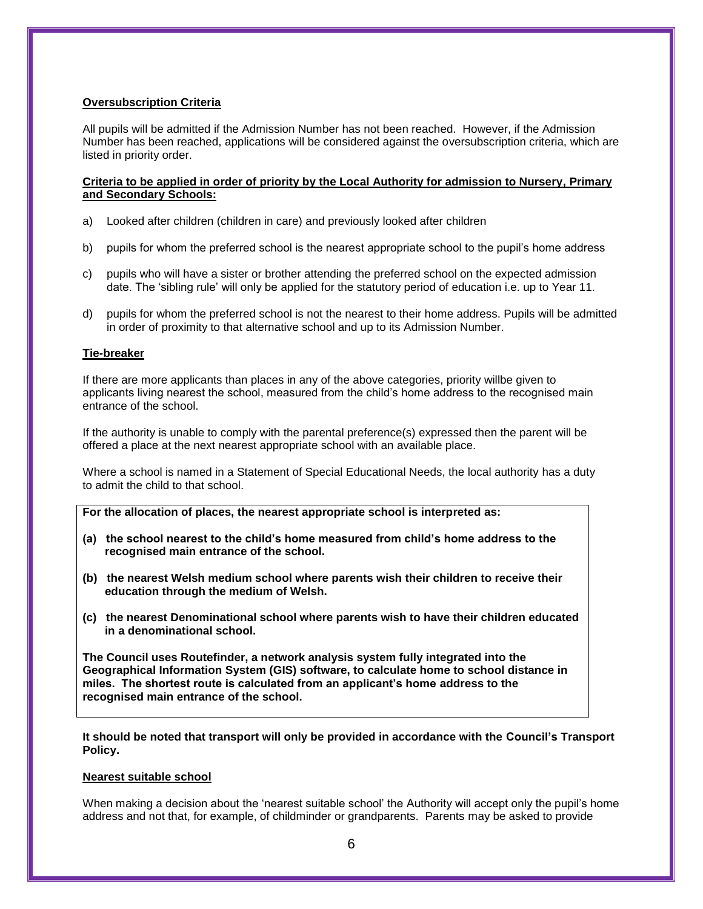**Oversubscription Criteria**

All pupils will be admitted if the Admission Number has not been reached. However, if the Admission Number has been reached, applications will be considered against the oversubscription criteria, which are listed in priority order.

**Criteria to be applied in order of priority by the Local Authority for admission to Nursery, Primary and Secondary Schools:**

a) Looked after children (children in care) and previously looked after children

b) pupils for whom the preferred school is the nearest appropriate school to the pupil's home address

c) pupils who will have a sister or brother attending the preferred school on the expected admission date. The 'sibling rule' will only be applied for the statutory period of education i.e. up to Year 11.

d) pupils for whom the preferred school is not the nearest to their home address. Pupils will be admitted in order of proximity to that alternative school and up to its Admission Number.

**Tie-breaker**

If there are more applicants than places in any of the above categories, priority willbe given to applicants living nearest the school, measured from the child's home address to the recognised main entrance of the school.

If the authority is unable to comply with the parental preference(s) expressed then the parent will be offered a place at the next nearest appropriate school with an available place.

Where a school is named in a Statement of Special Educational Needs, the local authority has a duty to admit the child to that school.

**For the allocation of places, the nearest appropriate school is interpreted as:**

**(a) the school nearest to the child's home measured from child's home address to the recognised main entrance of the school.**

**(b) the nearest Welsh medium school where parents wish their children to receive their education through the medium of Welsh.**

**(c) the nearest Denominational school where parents wish to have their children educated in a denominational school.**

**The Council uses Routefinder, a network analysis system fully integrated into the Geographical Information System (GIS) software, to calculate home to school distance in miles. The shortest route is calculated from an applicant's home address to the recognised main entrance of the school.**

**It should be noted that transport will only be provided in accordance with the Council's Transport Policy.**

**Nearest suitable school**

When making a decision about the 'nearest suitable school' the Authority will accept only the pupil's home address and not that, for example, of childminder or grandparents. Parents may be asked to provide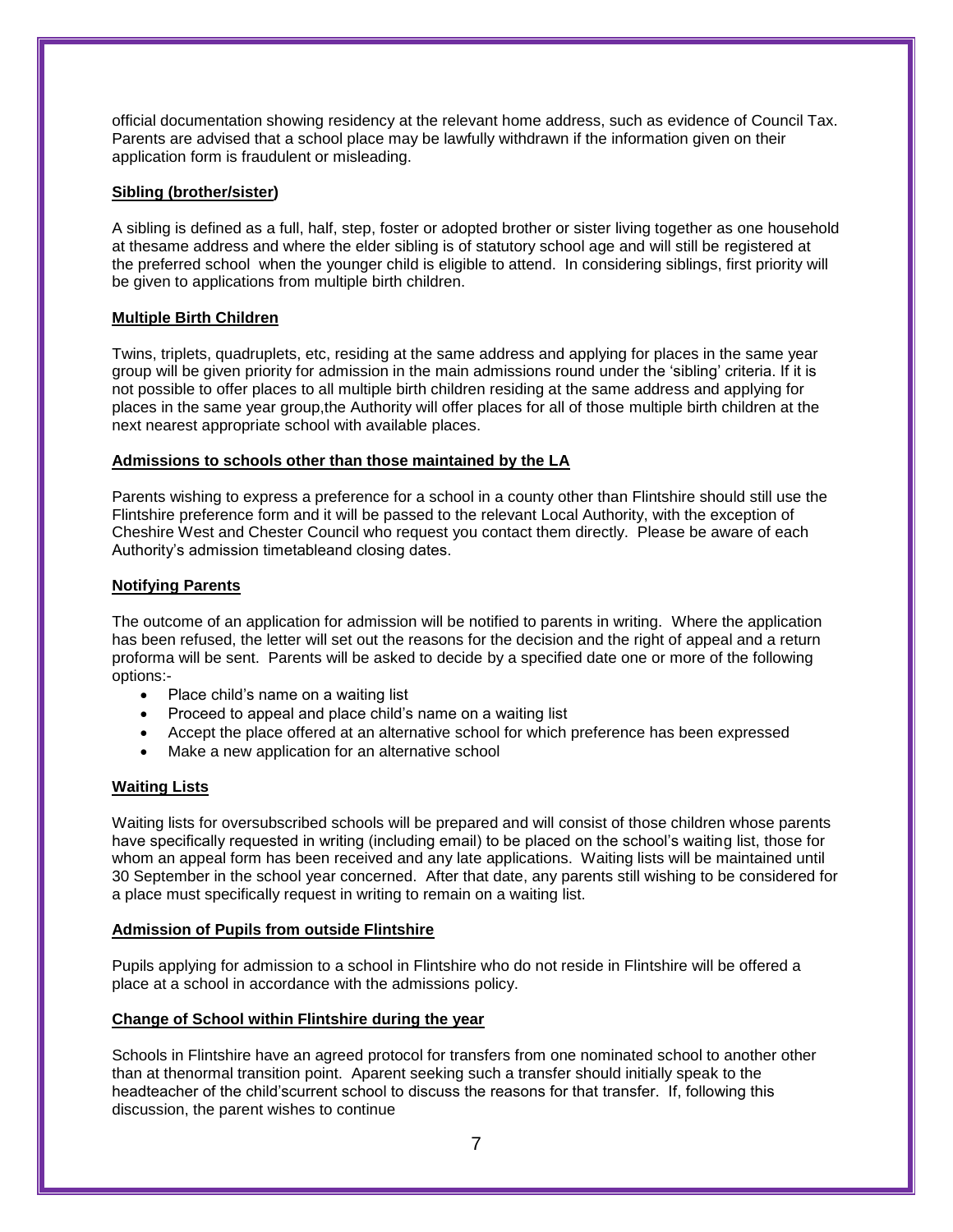official documentation showing residency at the relevant home address, such as evidence of Council Tax. Parents are advised that a school place may be lawfully withdrawn if the information given on their application form is fraudulent or misleading.

**Sibling (brother/sister)**

A sibling is defined as a full, half, step, foster or adopted brother or sister living together as one household at thesame address and where the elder sibling is of statutory school age and will still be registered at the preferred school when the younger child is eligible to attend. In considering siblings, first priority will be given to applications from multiple birth children.

**Multiple Birth Children**

Twins, triplets, quadruplets, etc, residing at the same address and applying for places in the same year group will be given priority for admission in the main admissions round under the 'sibling' criteria. If it is not possible to offer places to all multiple birth children residing at the same address and applying for places in the same year group,the Authority will offer places for all of those multiple birth children at the next nearest appropriate school with available places.

**Admissions to schools other than those maintained by the LA**

Parents wishing to express a preference for a school in a county other than Flintshire should still use the Flintshire preference form and it will be passed to the relevant Local Authority, with the exception of Cheshire West and Chester Council who request you contact them directly. Please be aware of each Authority's admission timetableand closing dates.

**Notifying Parents**

The outcome of an application for admission will be notified to parents in writing. Where the application has been refused, the letter will set out the reasons for the decision and the right of appeal and a return proforma will be sent. Parents will be asked to decide by a specified date one or more of the following options:-

- Place child's name on a waiting list
- Proceed to appeal and place child's name on a waiting list
- Accept the place offered at an alternative school for which preference has been expressed
- Make a new application for an alternative school

**Waiting Lists**

Waiting lists for oversubscribed schools will be prepared and will consist of those children whose parents have specifically requested in writing (including email) to be placed on the school's waiting list, those for whom an appeal form has been received and any late applications. Waiting lists will be maintained until 30 September in the school year concerned. After that date, any parents still wishing to be considered for a place must specifically request in writing to remain on a waiting list.

**Admission of Pupils from outside Flintshire**

Pupils applying for admission to a school in Flintshire who do not reside in Flintshire will be offered a place at a school in accordance with the admissions policy.

**Change of School within Flintshire during the year**

Schools in Flintshire have an agreed protocol for transfers from one nominated school to another other than at thenormal transition point. Aparent seeking such a transfer should initially speak to the headteacher of the child'scurrent school to discuss the reasons for that transfer. If, following this discussion, the parent wishes to continue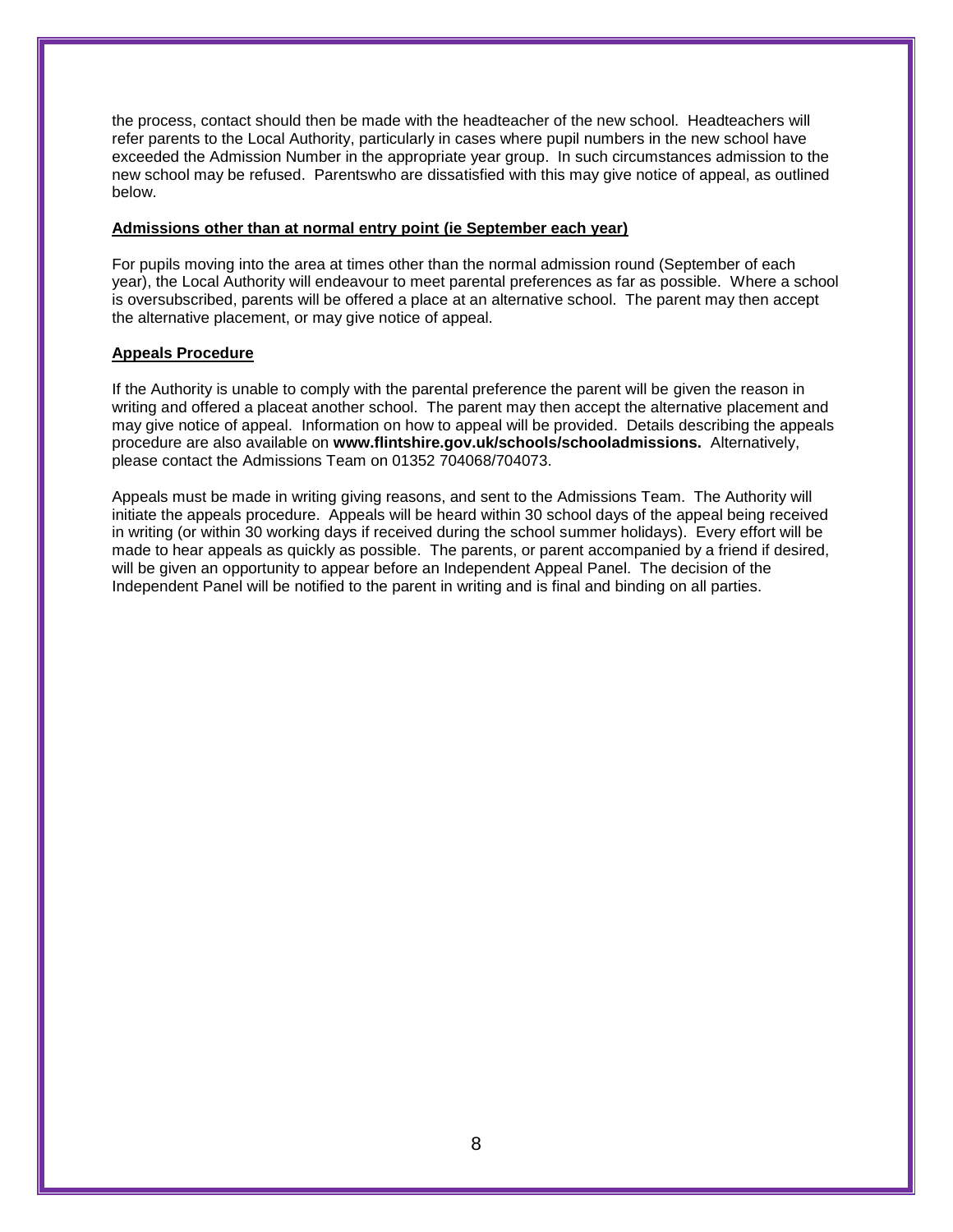the process, contact should then be made with the headteacher of the new school. Headteachers will refer parents to the Local Authority, particularly in cases where pupil numbers in the new school have exceeded the Admission Number in the appropriate year group. In such circumstances admission to the new school may be refused. Parentswho are dissatisfied with this may give notice of appeal, as outlined below.

**Admissions other than at normal entry point (ie September each year)**

For pupils moving into the area at times other than the normal admission round (September of each year), the Local Authority will endeavour to meet parental preferences as far as possible. Where a school is oversubscribed, parents will be offered a place at an alternative school. The parent may then accept the alternative placement, or may give notice of appeal.

**Appeals Procedure**

If the Authority is unable to comply with the parental preference the parent will be given the reason in writing and offered a placeat another school. The parent may then accept the alternative placement and may give notice of appeal. Information on how to appeal will be provided. Details describing the appeals procedure are also available on **www.flintshire.gov.uk/schools/schooladmissions.** Alternatively, please contact the Admissions Team on 01352 704068/704073.

Appeals must be made in writing giving reasons, and sent to the Admissions Team. The Authority will initiate the appeals procedure. Appeals will be heard within 30 school days of the appeal being received in writing (or within 30 working days if received during the school summer holidays). Every effort will be made to hear appeals as quickly as possible. The parents, or parent accompanied by a friend if desired, will be given an opportunity to appear before an Independent Appeal Panel. The decision of the Independent Panel will be notified to the parent in writing and is final and binding on all parties.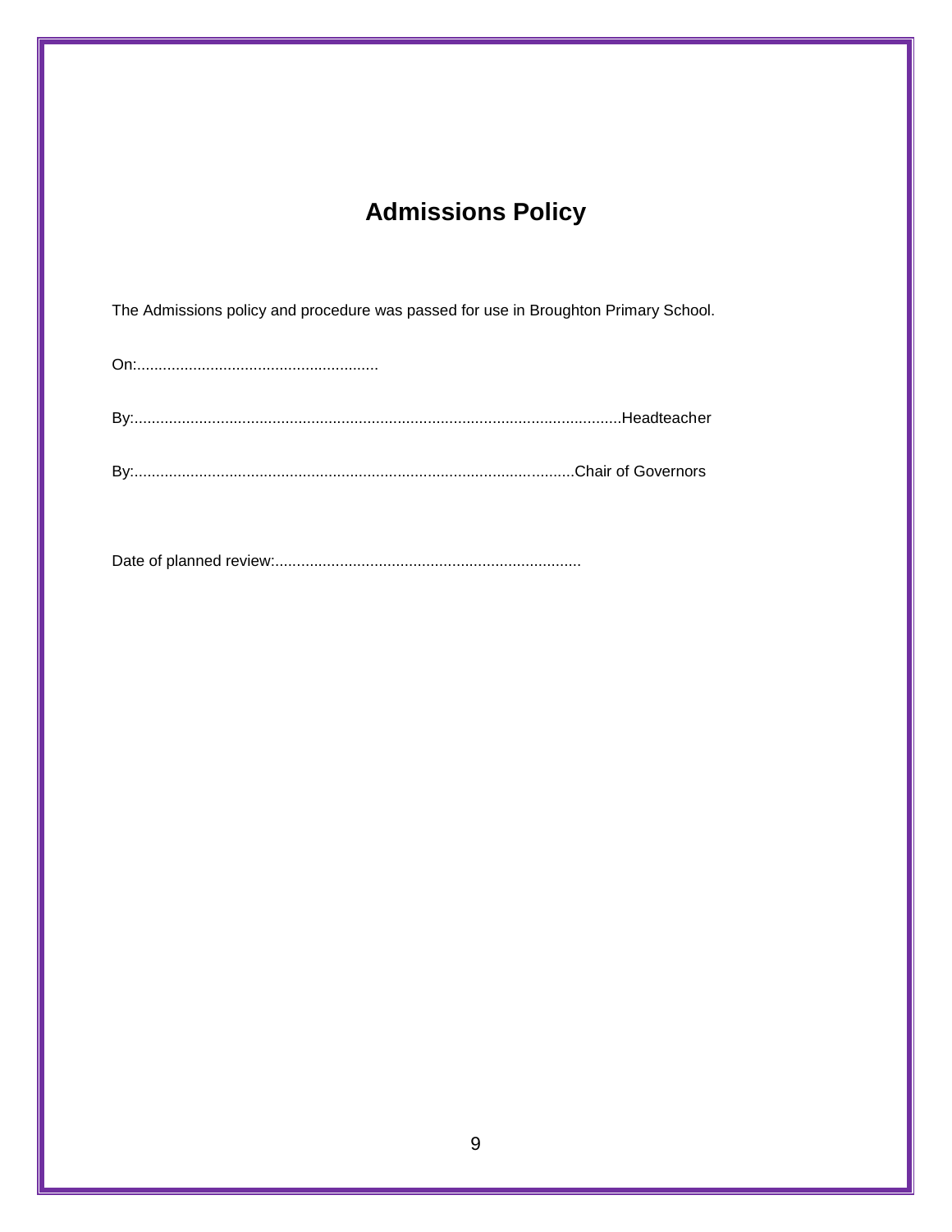# Admissions Policy

The Admissions policy and procedure was passed for use in Broughton Primary School.

On:........................................................

By:................................................................................................................Headteacher

By:.....................................................................................................Chair of Governors

Date of planned review:.......................................................................